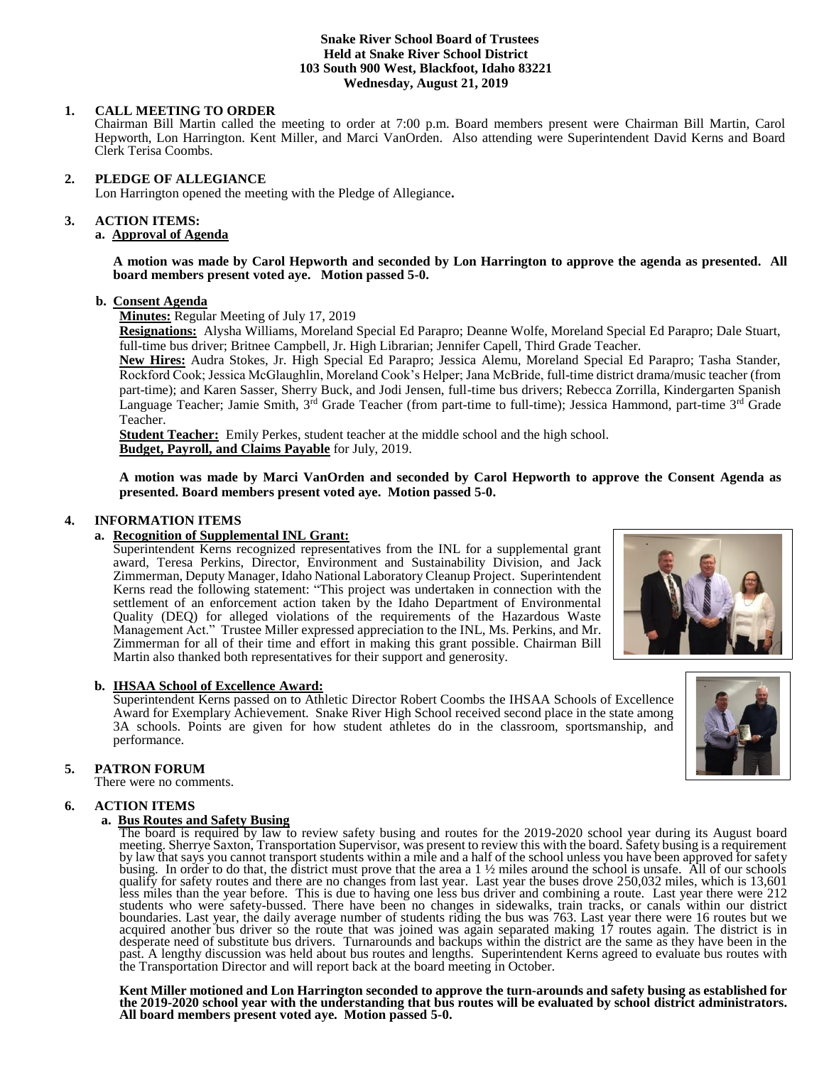**Snake River School Board of Trustees**
**Held at Snake River School District**
**103 South 900 West, Blackfoot, Idaho 83221**
**Wednesday, August 21, 2019**

**1. CALL MEETING TO ORDER**

Chairman Bill Martin called the meeting to order at 7:00 p.m. Board members present were Chairman Bill Martin, Carol Hepworth, Lon Harrington. Kent Miller, and Marci VanOrden. Also attending were Superintendent David Kerns and Board Clerk Terisa Coombs.

**2. PLEDGE OF ALLEGIANCE**

Lon Harrington opened the meeting with the Pledge of Allegiance**.**

**3. ACTION ITEMS:**

**a. Approval of Agenda**

**A motion was made by Carol Hepworth and seconded by Lon Harrington to approve the agenda as presented. All board members present voted aye. Motion passed 5-0.**

**b. Consent Agenda**

**Minutes:** Regular Meeting of July 17, 2019

**Resignations:** Alysha Williams, Moreland Special Ed Parapro; Deanne Wolfe, Moreland Special Ed Parapro; Dale Stuart, full-time bus driver; Britnee Campbell, Jr. High Librarian; Jennifer Capell, Third Grade Teacher.

**New Hires:** Audra Stokes, Jr. High Special Ed Parapro; Jessica Alemu, Moreland Special Ed Parapro; Tasha Stander, Rockford Cook; Jessica McGlaughlin, Moreland Cook's Helper; Jana McBride, full-time district drama/music teacher (from part-time); and Karen Sasser, Sherry Buck, and Jodi Jensen, full-time bus drivers; Rebecca Zorrilla, Kindergarten Spanish Language Teacher; Jamie Smith, 3rd Grade Teacher (from part-time to full-time); Jessica Hammond, part-time 3rd Grade Teacher.

**Student Teacher:** Emily Perkes, student teacher at the middle school and the high school.

**Budget, Payroll, and Claims Payable** for July, 2019.

**A motion was made by Marci VanOrden and seconded by Carol Hepworth to approve the Consent Agenda as presented. Board members present voted aye. Motion passed 5-0.**

**4. INFORMATION ITEMS**

**a. Recognition of Supplemental INL Grant:**

Superintendent Kerns recognized representatives from the INL for a supplemental grant award, Teresa Perkins, Director, Environment and Sustainability Division, and Jack Zimmerman, Deputy Manager, Idaho National Laboratory Cleanup Project. Superintendent Kerns read the following statement: "This project was undertaken in connection with the settlement of an enforcement action taken by the Idaho Department of Environmental Quality (DEQ) for alleged violations of the requirements of the Hazardous Waste Management Act." Trustee Miller expressed appreciation to the INL, Ms. Perkins, and Mr. Zimmerman for all of their time and effort in making this grant possible. Chairman Bill Martin also thanked both representatives for their support and generosity.

**b. IHSAA School of Excellence Award:**

Superintendent Kerns passed on to Athletic Director Robert Coombs the IHSAA Schools of Excellence Award for Exemplary Achievement. Snake River High School received second place in the state among 3A schools. Points are given for how student athletes do in the classroom, sportsmanship, and performance.

**5. PATRON FORUM**

There were no comments.

**6. ACTION ITEMS**

**a. Bus Routes and Safety Busing**

The board is required by law to review safety busing and routes for the 2019-2020 school year during its August board meeting. Sherrye Saxton, Transportation Supervisor, was present to review this with the board. Safety busing is a requirement by law that says you cannot transport students within a mile and a half of the school unless you have been approved for safety busing. In order to do that, the district must prove that the area a 1 ½ miles around the school is unsafe. All of our schools qualify for safety routes and there are no changes from last year. Last year the buses drove 250,032 miles, which is 13,601 less miles than the year before. This is due to having one less bus driver and combining a route. Last year there were 212 students who were safety-bussed. There have been no changes in sidewalks, train tracks, or canals within our district boundaries. Last year, the daily average number of students riding the bus was 763. Last year there were 16 routes but we acquired another bus driver so the route that was joined was again separated making 17 routes again. The district is in desperate need of substitute bus drivers. Turnarounds and backups within the district are the same as they have been in the past. A lengthy discussion was held about bus routes and lengths. Superintendent Kerns agreed to evaluate bus routes with the Transportation Director and will report back at the board meeting in October.

**Kent Miller motioned and Lon Harrington seconded to approve the turn-arounds and safety busing as established for the 2019-2020 school year with the understanding that bus routes will be evaluated by school district administrators. All board members present voted aye. Motion passed 5-0.**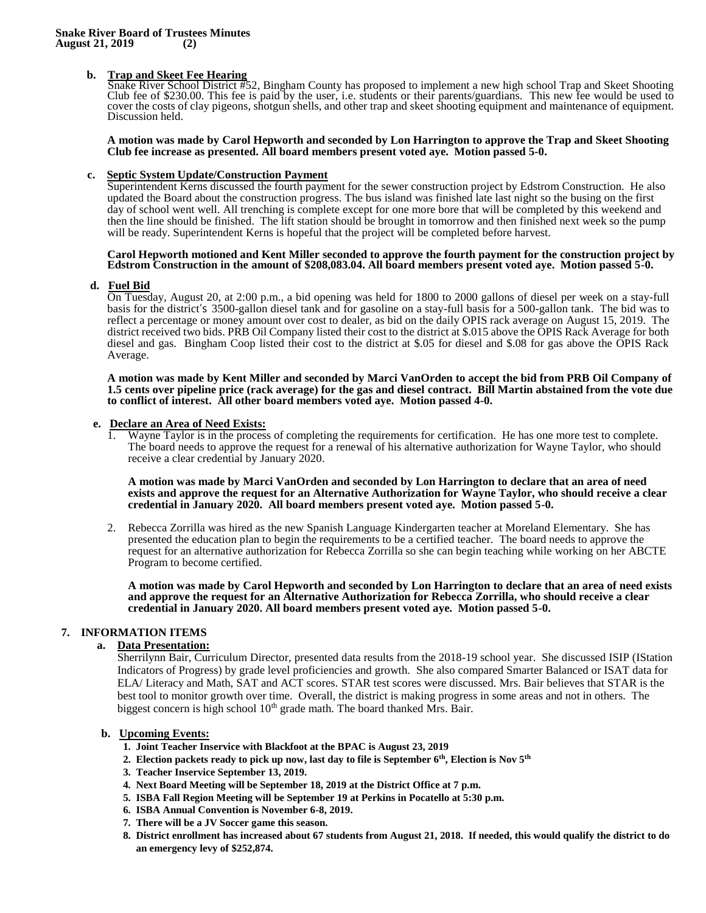**b. Trap and Skeet Fee Hearing**

Snake River School District #52, Bingham County has proposed to implement a new high school Trap and Skeet Shooting Club fee of $230.00. This fee is paid by the user, i.e. students or their parents/guardians. This new fee would be used to cover the costs of clay pigeons, shotgun shells, and other trap and skeet shooting equipment and maintenance of equipment. Discussion held.

**A motion was made by Carol Hepworth and seconded by Lon Harrington to approve the Trap and Skeet Shooting Club fee increase as presented. All board members present voted aye. Motion passed 5-0.**

**c. Septic System Update/Construction Payment**

Superintendent Kerns discussed the fourth payment for the sewer construction project by Edstrom Construction. He also updated the Board about the construction progress. The bus island was finished late last night so the busing on the first day of school went well. All trenching is complete except for one more bore that will be completed by this weekend and then the line should be finished. The lift station should be brought in tomorrow and then finished next week so the pump will be ready. Superintendent Kerns is hopeful that the project will be completed before harvest.

**Carol Hepworth motioned and Kent Miller seconded to approve the fourth payment for the construction project by Edstrom Construction in the amount of $208,083.04. All board members present voted aye. Motion passed 5-0.**

**d. Fuel Bid**

On Tuesday, August 20, at 2:00 p.m., a bid opening was held for 1800 to 2000 gallons of diesel per week on a stay-full basis for the district's 3500-gallon diesel tank and for gasoline on a stay-full basis for a 500-gallon tank. The bid was to reflect a percentage or money amount over cost to dealer, as bid on the daily OPIS rack average on August 15, 2019. The district received two bids. PRB Oil Company listed their cost to the district at $.015 above the OPIS Rack Average for both diesel and gas. Bingham Coop listed their cost to the district at $.05 for diesel and $.08 for gas above the OPIS Rack Average.

**A motion was made by Kent Miller and seconded by Marci VanOrden to accept the bid from PRB Oil Company of 1.5 cents over pipeline price (rack average) for the gas and diesel contract. Bill Martin abstained from the vote due to conflict of interest. All other board members voted aye. Motion passed 4-0.**

**e. Declare an Area of Need Exists:**

1. Wayne Taylor is in the process of completing the requirements for certification. He has one more test to complete. The board needs to approve the request for a renewal of his alternative authorization for Wayne Taylor, who should receive a clear credential by January 2020.

   **A motion was made by Marci VanOrden and seconded by Lon Harrington to declare that an area of need exists and approve the request for an Alternative Authorization for Wayne Taylor, who should receive a clear credential in January 2020. All board members present voted aye. Motion passed 5-0.**

2. Rebecca Zorrilla was hired as the new Spanish Language Kindergarten teacher at Moreland Elementary. She has presented the education plan to begin the requirements to be a certified teacher. The board needs to approve the request for an alternative authorization for Rebecca Zorrilla so she can begin teaching while working on her ABCTE Program to become certified.

   **A motion was made by Carol Hepworth and seconded by Lon Harrington to declare that an area of need exists and approve the request for an Alternative Authorization for Rebecca Zorrilla, who should receive a clear credential in January 2020. All board members present voted aye. Motion passed 5-0.**

**7. INFORMATION ITEMS**

**a. Data Presentation:**

Sherrilynn Bair, Curriculum Director, presented data results from the 2018-19 school year. She discussed ISIP (IStation Indicators of Progress) by grade level proficiencies and growth. She also compared Smarter Balanced or ISAT data for ELA/ Literacy and Math, SAT and ACT scores. STAR test scores were discussed. Mrs. Bair believes that STAR is the best tool to monitor growth over time. Overall, the district is making progress in some areas and not in others. The biggest concern is high school 10th grade math. The board thanked Mrs. Bair.

**b. Upcoming Events:**

1. **Joint Teacher Inservice with Blackfoot at the BPAC is August 23, 2019**
2. **Election packets ready to pick up now, last day to file is September 6th, Election is Nov 5th**
3. **Teacher Inservice September 13, 2019.**
4. **Next Board Meeting will be September 18, 2019 at the District Office at 7 p.m.**
5. **ISBA Fall Region Meeting will be September 19 at Perkins in Pocatello at 5:30 p.m.**
6. **ISBA Annual Convention is November 6-8, 2019.**
7. **There will be a JV Soccer game this season.**
8. **District enrollment has increased about 67 students from August 21, 2018. If needed, this would qualify the district to do an emergency levy of $252,874.**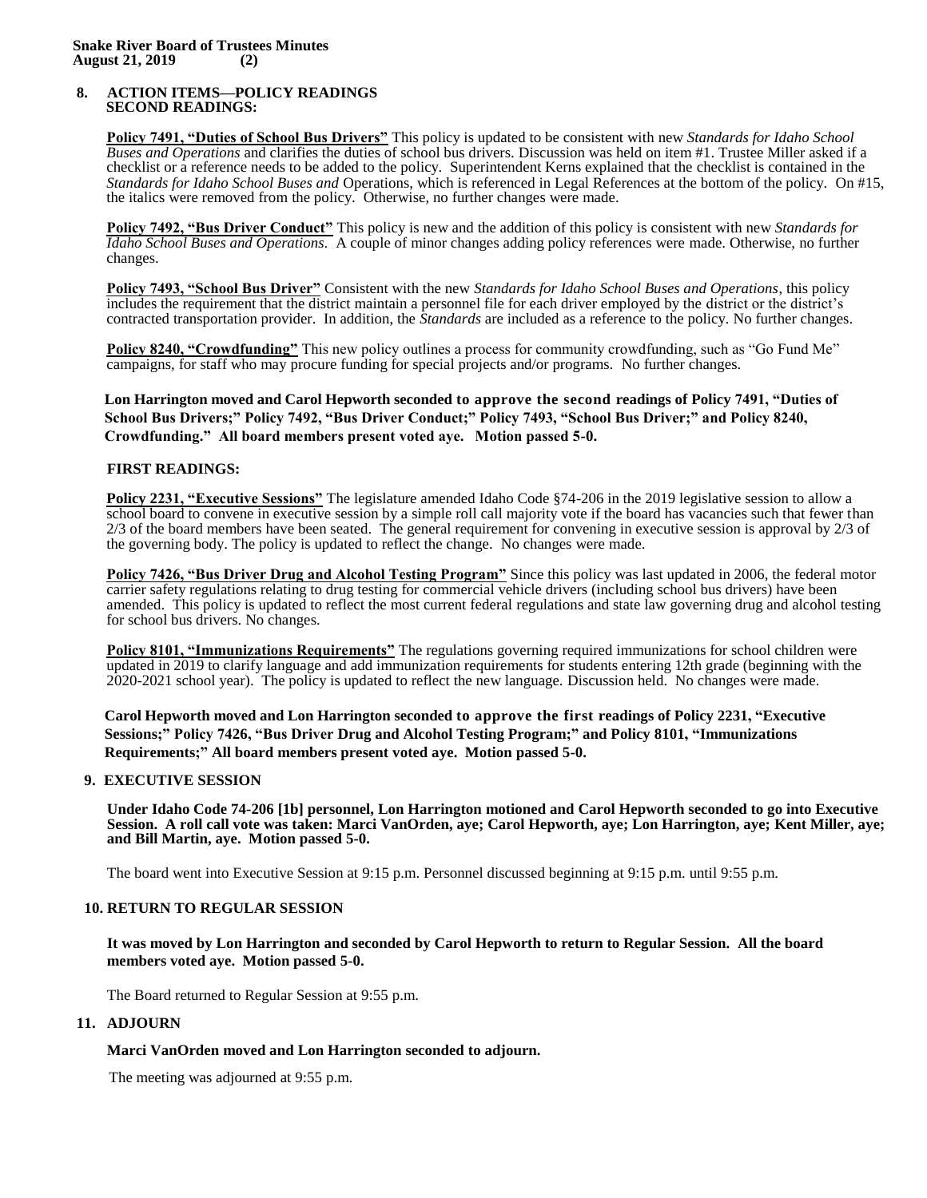## 8. ACTION ITEMS—POLICY READINGS

### SECOND READINGS:

**Policy 7491, "Duties of School Bus Drivers"** This policy is updated to be consistent with new *Standards for Idaho School Buses and Operations* and clarifies the duties of school bus drivers. Discussion was held on item #1. Trustee Miller asked if a checklist or a reference needs to be added to the policy. Superintendent Kerns explained that the checklist is contained in the *Standards for Idaho School Buses and* Operations, which is referenced in Legal References at the bottom of the policy. On #15, the italics were removed from the policy. Otherwise, no further changes were made.

**Policy 7492, "Bus Driver Conduct"** This policy is new and the addition of this policy is consistent with new *Standards for Idaho School Buses and Operations*. A couple of minor changes adding policy references were made. Otherwise, no further changes.

**Policy 7493, "School Bus Driver"** Consistent with the new *Standards for Idaho School Buses and Operations*, this policy includes the requirement that the district maintain a personnel file for each driver employed by the district or the district's contracted transportation provider. In addition, the *Standards* are included as a reference to the policy. No further changes.

**Policy 8240, "Crowdfunding"** This new policy outlines a process for community crowdfunding, such as "Go Fund Me" campaigns, for staff who may procure funding for special projects and/or programs. No further changes.

**Lon Harrington moved and Carol Hepworth seconded to approve the second readings of Policy 7491, "Duties of School Bus Drivers;" Policy 7492, "Bus Driver Conduct;" Policy 7493, "School Bus Driver;" and Policy 8240, Crowdfunding." All board members present voted aye. Motion passed 5-0.**

### FIRST READINGS:

**Policy 2231, "Executive Sessions"** The legislature amended Idaho Code §74-206 in the 2019 legislative session to allow a school board to convene in executive session by a simple roll call majority vote if the board has vacancies such that fewer than 2/3 of the board members have been seated. The general requirement for convening in executive session is approval by 2/3 of the governing body. The policy is updated to reflect the change. No changes were made.

**Policy 7426, "Bus Driver Drug and Alcohol Testing Program"** Since this policy was last updated in 2006, the federal motor carrier safety regulations relating to drug testing for commercial vehicle drivers (including school bus drivers) have been amended. This policy is updated to reflect the most current federal regulations and state law governing drug and alcohol testing for school bus drivers. No changes.

**Policy 8101, "Immunizations Requirements"** The regulations governing required immunizations for school children were updated in 2019 to clarify language and add immunization requirements for students entering 12th grade (beginning with the 2020-2021 school year). The policy is updated to reflect the new language. Discussion held. No changes were made.

**Carol Hepworth moved and Lon Harrington seconded to approve the first readings of Policy 2231, "Executive Sessions;" Policy 7426, "Bus Driver Drug and Alcohol Testing Program;" and Policy 8101, "Immunizations Requirements;" All board members present voted aye. Motion passed 5-0.**

## 9. EXECUTIVE SESSION

**Under Idaho Code 74-206 [1b] personnel, Lon Harrington motioned and Carol Hepworth seconded to go into Executive Session. A roll call vote was taken: Marci VanOrden, aye; Carol Hepworth, aye; Lon Harrington, aye; Kent Miller, aye; and Bill Martin, aye. Motion passed 5-0.**

The board went into Executive Session at 9:15 p.m. Personnel discussed beginning at 9:15 p.m. until 9:55 p.m.

## 10. RETURN TO REGULAR SESSION

**It was moved by Lon Harrington and seconded by Carol Hepworth to return to Regular Session. All the board members voted aye. Motion passed 5-0.**

The Board returned to Regular Session at 9:55 p.m.

## 11. ADJOURN

**Marci VanOrden moved and Lon Harrington seconded to adjourn.**

The meeting was adjourned at 9:55 p.m.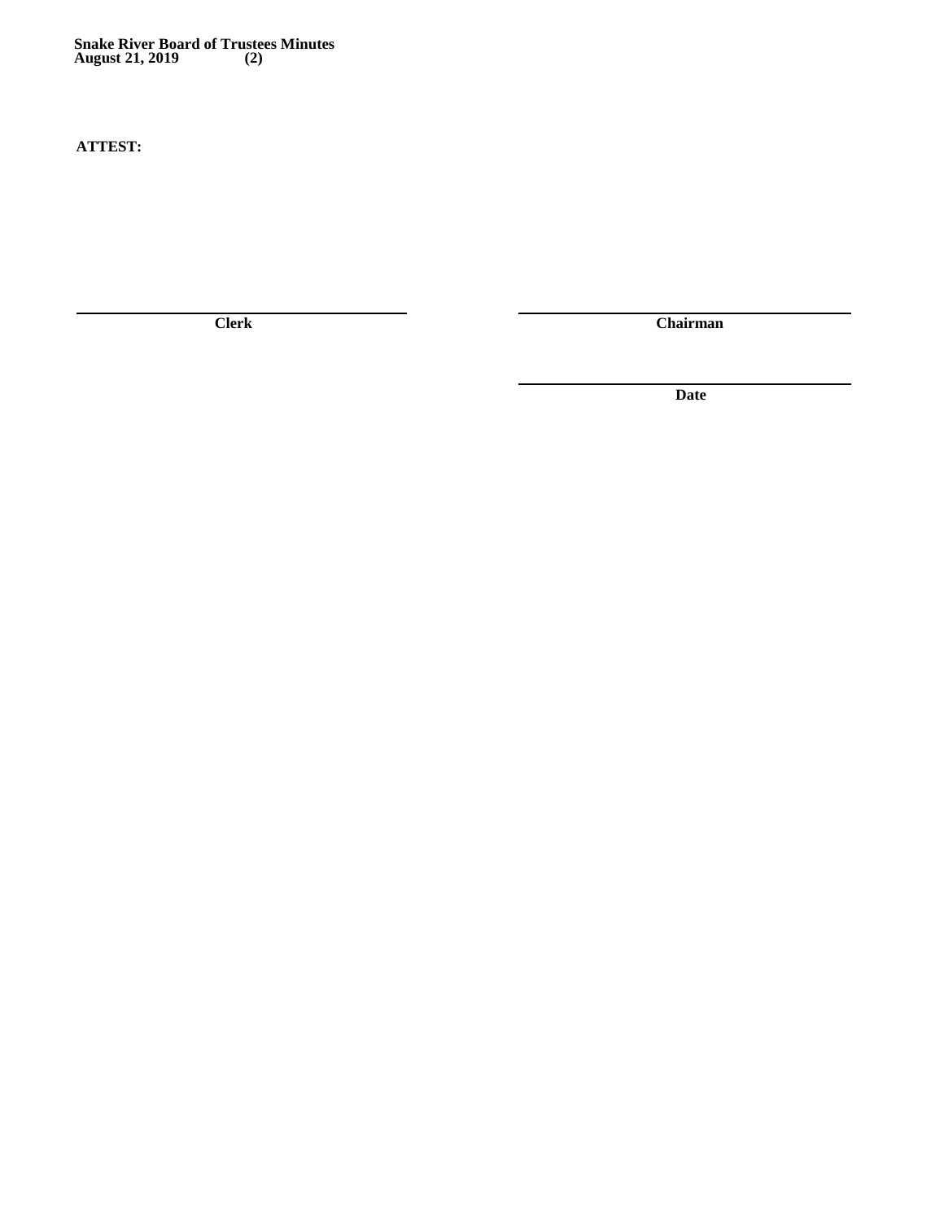**ATTEST:**

| | |
|---|---|
| \_\_\_\_\_\_\_\_\_\_\_\_\_\_\_\_\_\_\_\_\_\_\_\_\_\_\_\_ | \_\_\_\_\_\_\_\_\_\_\_\_\_\_\_\_\_\_\_\_\_\_\_\_\_\_\_\_ |
| **Clerk** | **Chairman** |
| | \_\_\_\_\_\_\_\_\_\_\_\_\_\_\_\_\_\_\_\_\_\_\_\_\_\_\_\_ |
| | **Date** |